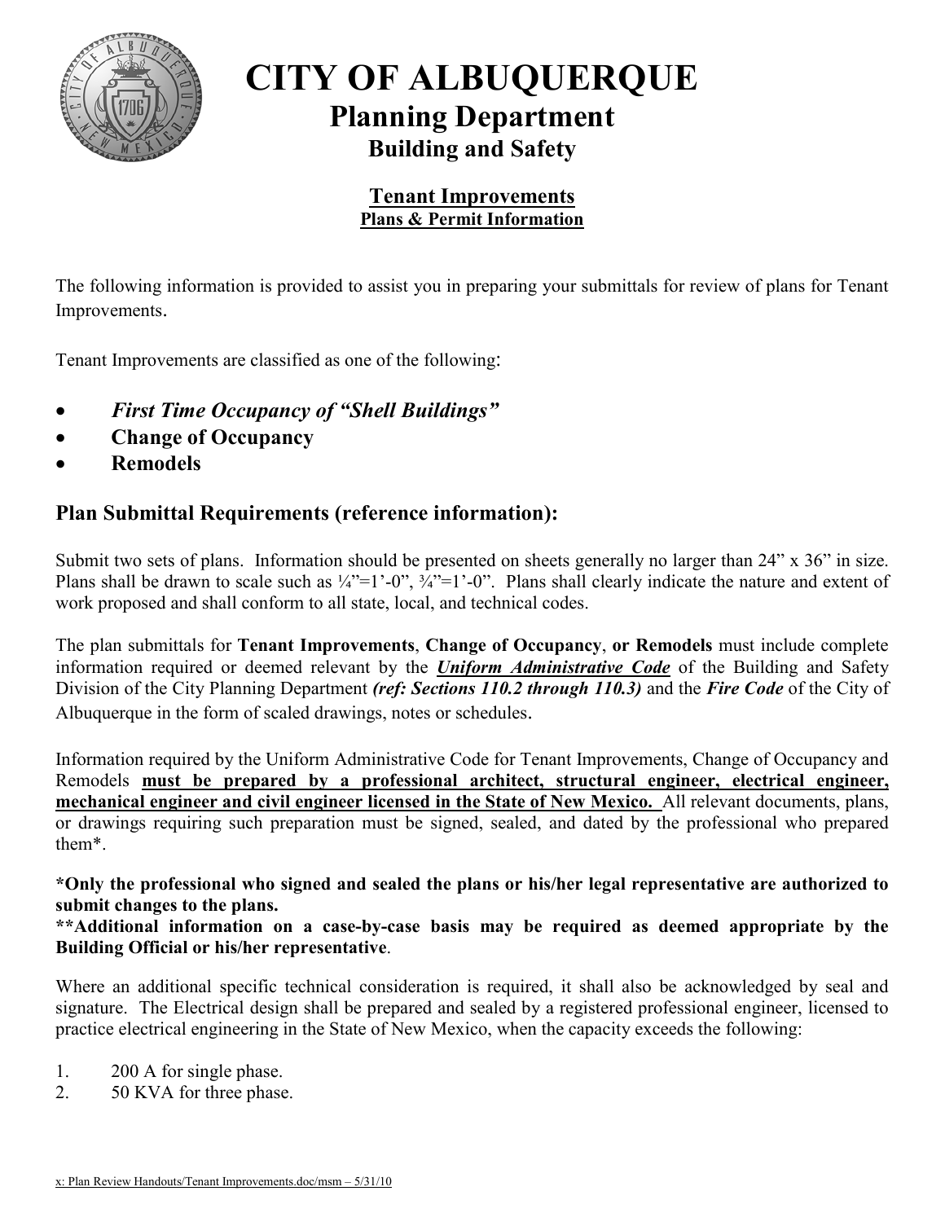# CITY OF ALBUQUERQUE

## Planning Department

### Building and Safety

**Tenant Improvements**

**Plans & Permit Information**

The following information is provided to assist you in preparing your submittals for review of plans for Tenant Improvements.

Tenant Improvements are classified as one of the following:

- ***First Time Occupancy of "Shell Buildings"***
- **Change of Occupancy**
- **Remodels**

## Plan Submittal Requirements (reference information):

Submit two sets of plans. Information should be presented on sheets generally no larger than 24" x 36" in size. Plans shall be drawn to scale such as ¼"=1'-0", ¾"=1'-0". Plans shall clearly indicate the nature and extent of work proposed and shall conform to all state, local, and technical codes.

The plan submittals for **Tenant Improvements**, **Change of Occupancy**, **or Remodels** must include complete information required or deemed relevant by the ***Uniform Administrative Code*** of the Building and Safety Division of the City Planning Department ***(ref: Sections 110.2 through 110.3)*** and the ***Fire Code*** of the City of Albuquerque in the form of scaled drawings, notes or schedules.

Information required by the Uniform Administrative Code for Tenant Improvements, Change of Occupancy and Remodels **must be prepared by a professional architect, structural engineer, electrical engineer, mechanical engineer and civil engineer licensed in the State of New Mexico.** All relevant documents, plans, or drawings requiring such preparation must be signed, sealed, and dated by the professional who prepared them*.

**\*Only the professional who signed and sealed the plans or his/her legal representative are authorized to submit changes to the plans.**
**\*\*Additional information on a case-by-case basis may be required as deemed appropriate by the Building Official or his/her representative**.

Where an additional specific technical consideration is required, it shall also be acknowledged by seal and signature. The Electrical design shall be prepared and sealed by a registered professional engineer, licensed to practice electrical engineering in the State of New Mexico, when the capacity exceeds the following:

1. 200 A for single phase.
2. 50 KVA for three phase.

x: Plan Review Handouts/Tenant Improvements.doc/msm – 5/31/10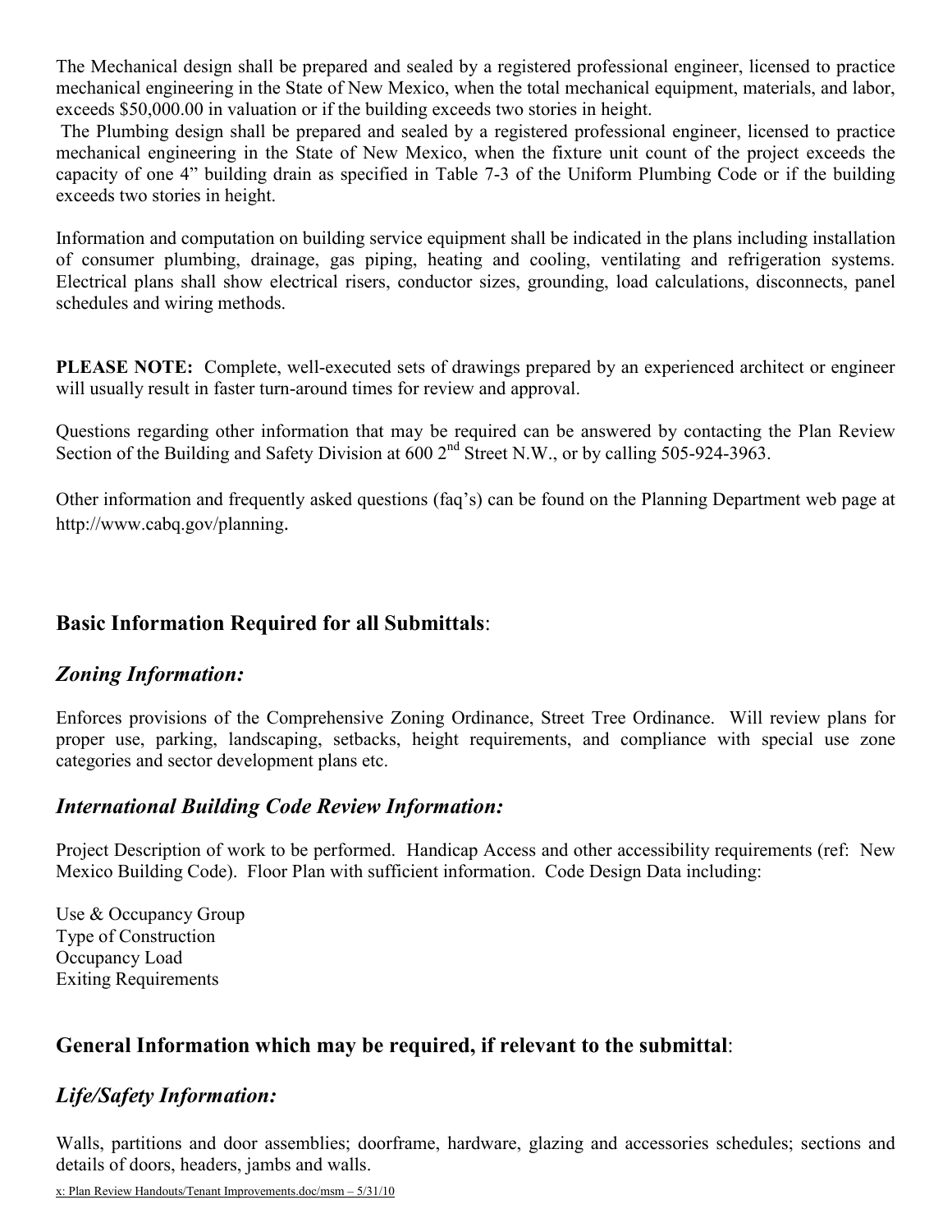The Mechanical design shall be prepared and sealed by a registered professional engineer, licensed to practice mechanical engineering in the State of New Mexico, when the total mechanical equipment, materials, and labor, exceeds $50,000.00 in valuation or if the building exceeds two stories in height.

The Plumbing design shall be prepared and sealed by a registered professional engineer, licensed to practice mechanical engineering in the State of New Mexico, when the fixture unit count of the project exceeds the capacity of one 4” building drain as specified in Table 7-3 of the Uniform Plumbing Code or if the building exceeds two stories in height.

Information and computation on building service equipment shall be indicated in the plans including installation of consumer plumbing, drainage, gas piping, heating and cooling, ventilating and refrigeration systems. Electrical plans shall show electrical risers, conductor sizes, grounding, load calculations, disconnects, panel schedules and wiring methods.

**PLEASE NOTE:** Complete, well-executed sets of drawings prepared by an experienced architect or engineer will usually result in faster turn-around times for review and approval.

Questions regarding other information that may be required can be answered by contacting the Plan Review Section of the Building and Safety Division at 600 2nd Street N.W., or by calling 505-924-3963.

Other information and frequently asked questions (faq’s) can be found on the Planning Department web page at http://www.cabq.gov/planning.

## Basic Information Required for all Submittals:

### *Zoning Information:*

Enforces provisions of the Comprehensive Zoning Ordinance, Street Tree Ordinance. Will review plans for proper use, parking, landscaping, setbacks, height requirements, and compliance with special use zone categories and sector development plans etc.

### *International Building Code Review Information:*

Project Description of work to be performed. Handicap Access and other accessibility requirements (ref: New Mexico Building Code). Floor Plan with sufficient information. Code Design Data including:

Use & Occupancy Group
Type of Construction
Occupancy Load
Exiting Requirements

## General Information which may be required, if relevant to the submittal:

### *Life/Safety Information:*

Walls, partitions and door assemblies; doorframe, hardware, glazing and accessories schedules; sections and details of doors, headers, jambs and walls.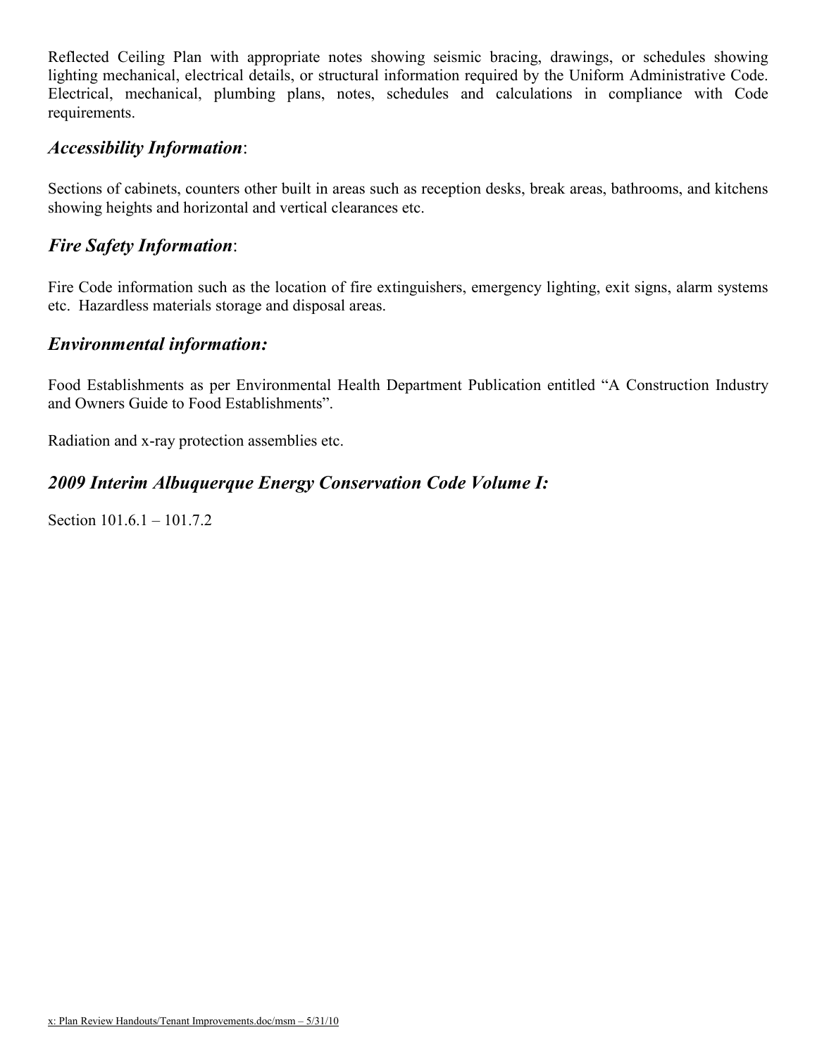Reflected Ceiling Plan with appropriate notes showing seismic bracing, drawings, or schedules showing lighting mechanical, electrical details, or structural information required by the Uniform Administrative Code. Electrical, mechanical, plumbing plans, notes, schedules and calculations in compliance with Code requirements.

### *Accessibility Information*:

Sections of cabinets, counters other built in areas such as reception desks, break areas, bathrooms, and kitchens showing heights and horizontal and vertical clearances etc.

### *Fire Safety Information*:

Fire Code information such as the location of fire extinguishers, emergency lighting, exit signs, alarm systems etc. Hazardless materials storage and disposal areas.

### *Environmental information:*

Food Establishments as per Environmental Health Department Publication entitled "A Construction Industry and Owners Guide to Food Establishments".

Radiation and x-ray protection assemblies etc.

### *2009 Interim Albuquerque Energy Conservation Code Volume I:*

Section 101.6.1 – 101.7.2

x: Plan Review Handouts/Tenant Improvements.doc/msm – 5/31/10